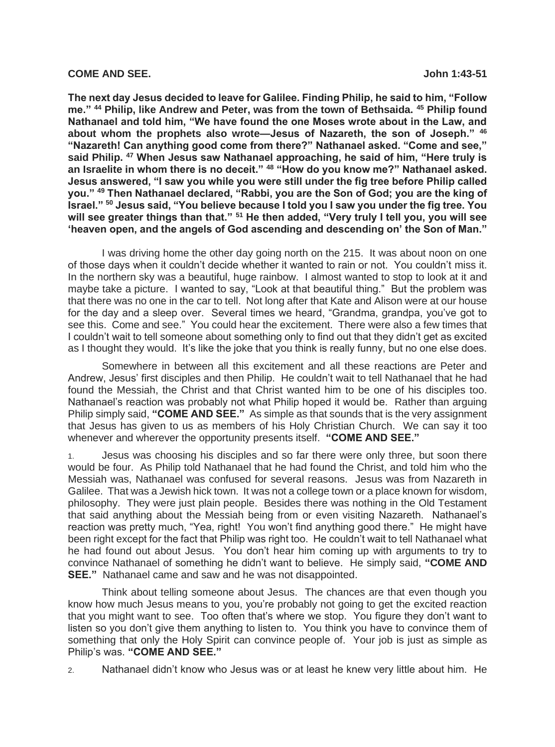**COME AND SEE.** **John 1:43-51**

**The next day Jesus decided to leave for Galilee. Finding Philip, he said to him, "Follow me." 44 Philip, like Andrew and Peter, was from the town of Bethsaida. 45 Philip found Nathanael and told him, "We have found the one Moses wrote about in the Law, and about whom the prophets also wrote—Jesus of Nazareth, the son of Joseph." 46 "Nazareth! Can anything good come from there?" Nathanael asked. "Come and see," said Philip. 47 When Jesus saw Nathanael approaching, he said of him, "Here truly is an Israelite in whom there is no deceit." 48 "How do you know me?" Nathanael asked. Jesus answered, "I saw you while you were still under the fig tree before Philip called you." 49 Then Nathanael declared, "Rabbi, you are the Son of God; you are the king of Israel." 50 Jesus said, "You believe because I told you I saw you under the fig tree. You will see greater things than that." 51 He then added, "Very truly I tell you, you will see 'heaven open, and the angels of God ascending and descending on' the Son of Man."**

I was driving home the other day going north on the 215. It was about noon on one of those days when it couldn't decide whether it wanted to rain or not. You couldn't miss it. In the northern sky was a beautiful, huge rainbow. I almost wanted to stop to look at it and maybe take a picture. I wanted to say, "Look at that beautiful thing." But the problem was that there was no one in the car to tell. Not long after that Kate and Alison were at our house for the day and a sleep over. Several times we heard, "Grandma, grandpa, you've got to see this. Come and see." You could hear the excitement. There were also a few times that I couldn't wait to tell someone about something only to find out that they didn't get as excited as I thought they would. It's like the joke that you think is really funny, but no one else does.

Somewhere in between all this excitement and all these reactions are Peter and Andrew, Jesus' first disciples and then Philip. He couldn't wait to tell Nathanael that he had found the Messiah, the Christ and that Christ wanted him to be one of his disciples too. Nathanael's reaction was probably not what Philip hoped it would be. Rather than arguing Philip simply said, **"COME AND SEE."** As simple as that sounds that is the very assignment that Jesus has given to us as members of his Holy Christian Church. We can say it too whenever and wherever the opportunity presents itself. **"COME AND SEE."**

1. Jesus was choosing his disciples and so far there were only three, but soon there would be four. As Philip told Nathanael that he had found the Christ, and told him who the Messiah was, Nathanael was confused for several reasons. Jesus was from Nazareth in Galilee. That was a Jewish hick town. It was not a college town or a place known for wisdom, philosophy. They were just plain people. Besides there was nothing in the Old Testament that said anything about the Messiah being from or even visiting Nazareth. Nathanael's reaction was pretty much, "Yea, right! You won't find anything good there." He might have been right except for the fact that Philip was right too. He couldn't wait to tell Nathanael what he had found out about Jesus. You don't hear him coming up with arguments to try to convince Nathanael of something he didn't want to believe. He simply said, **"COME AND SEE."** Nathanael came and saw and he was not disappointed.

Think about telling someone about Jesus. The chances are that even though you know how much Jesus means to you, you're probably not going to get the excited reaction that you might want to see. Too often that's where we stop. You figure they don't want to listen so you don't give them anything to listen to. You think you have to convince them of something that only the Holy Spirit can convince people of. Your job is just as simple as Philip's was. **"COME AND SEE."**

2. Nathanael didn't know who Jesus was or at least he knew very little about him. He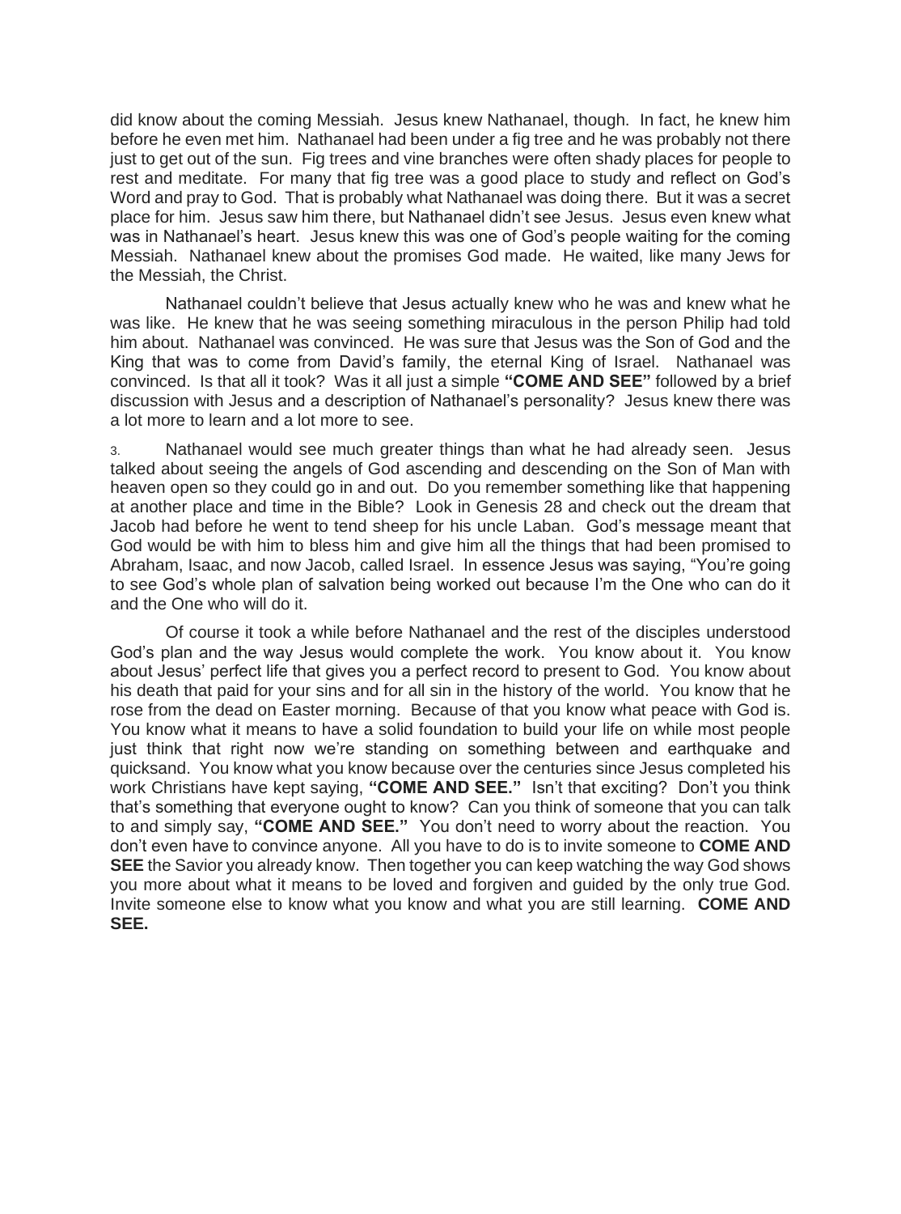did know about the coming Messiah. Jesus knew Nathanael, though. In fact, he knew him before he even met him. Nathanael had been under a fig tree and he was probably not there just to get out of the sun. Fig trees and vine branches were often shady places for people to rest and meditate. For many that fig tree was a good place to study and reflect on God's Word and pray to God. That is probably what Nathanael was doing there. But it was a secret place for him. Jesus saw him there, but Nathanael didn't see Jesus. Jesus even knew what was in Nathanael's heart. Jesus knew this was one of God's people waiting for the coming Messiah. Nathanael knew about the promises God made. He waited, like many Jews for the Messiah, the Christ.

Nathanael couldn't believe that Jesus actually knew who he was and knew what he was like. He knew that he was seeing something miraculous in the person Philip had told him about. Nathanael was convinced. He was sure that Jesus was the Son of God and the King that was to come from David's family, the eternal King of Israel. Nathanael was convinced. Is that all it took? Was it all just a simple **"COME AND SEE"** followed by a brief discussion with Jesus and a description of Nathanael's personality? Jesus knew there was a lot more to learn and a lot more to see.

3. Nathanael would see much greater things than what he had already seen. Jesus talked about seeing the angels of God ascending and descending on the Son of Man with heaven open so they could go in and out. Do you remember something like that happening at another place and time in the Bible? Look in Genesis 28 and check out the dream that Jacob had before he went to tend sheep for his uncle Laban. God's message meant that God would be with him to bless him and give him all the things that had been promised to Abraham, Isaac, and now Jacob, called Israel. In essence Jesus was saying, "You're going to see God's whole plan of salvation being worked out because I'm the One who can do it and the One who will do it.

Of course it took a while before Nathanael and the rest of the disciples understood God's plan and the way Jesus would complete the work. You know about it. You know about Jesus' perfect life that gives you a perfect record to present to God. You know about his death that paid for your sins and for all sin in the history of the world. You know that he rose from the dead on Easter morning. Because of that you know what peace with God is. You know what it means to have a solid foundation to build your life on while most people just think that right now we're standing on something between and earthquake and quicksand. You know what you know because over the centuries since Jesus completed his work Christians have kept saying, **"COME AND SEE."** Isn't that exciting? Don't you think that's something that everyone ought to know? Can you think of someone that you can talk to and simply say, **"COME AND SEE."** You don't need to worry about the reaction. You don't even have to convince anyone. All you have to do is to invite someone to **COME AND SEE** the Savior you already know. Then together you can keep watching the way God shows you more about what it means to be loved and forgiven and guided by the only true God. Invite someone else to know what you know and what you are still learning. **COME AND SEE.**